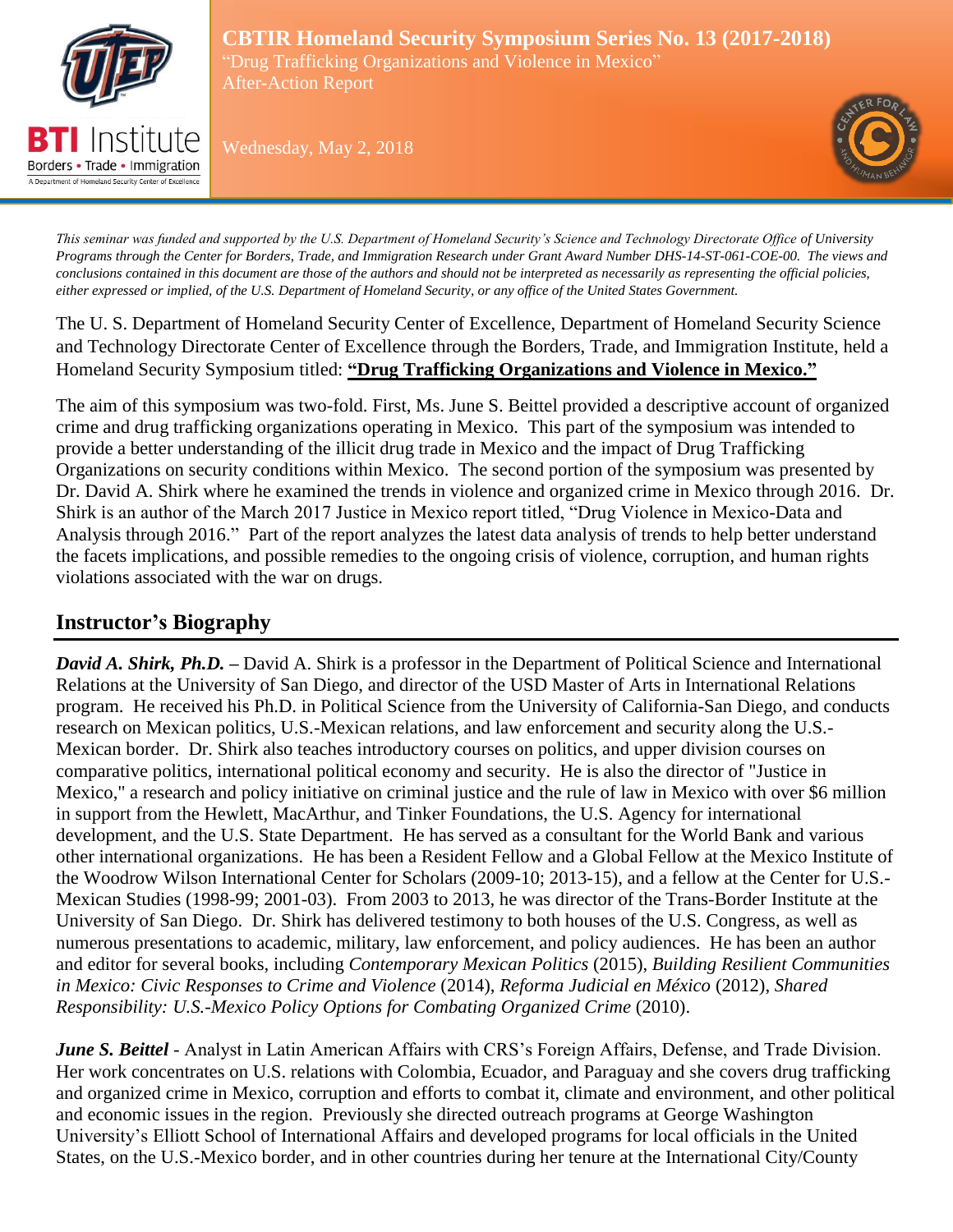# CBTIR Homeland Security Symposium Series No. 13 (2017-2018)

"Drug Trafficking Organizations and Violence in Mexico"
After-Action Report

Wednesday, May 2, 2018

*This seminar was funded and supported by the U.S. Department of Homeland Security's Science and Technology Directorate Office of University Programs through the Center for Borders, Trade, and Immigration Research under Grant Award Number DHS-14-ST-061-COE-00. The views and conclusions contained in this document are those of the authors and should not be interpreted as necessarily as representing the official policies, either expressed or implied, of the U.S. Department of Homeland Security, or any office of the United States Government.*

The U. S. Department of Homeland Security Center of Excellence, Department of Homeland Security Science and Technology Directorate Center of Excellence through the Borders, Trade, and Immigration Institute, held a Homeland Security Symposium titled: **"Drug Trafficking Organizations and Violence in Mexico."**

The aim of this symposium was two-fold. First, Ms. June S. Beittel provided a descriptive account of organized crime and drug trafficking organizations operating in Mexico. This part of the symposium was intended to provide a better understanding of the illicit drug trade in Mexico and the impact of Drug Trafficking Organizations on security conditions within Mexico. The second portion of the symposium was presented by Dr. David A. Shirk where he examined the trends in violence and organized crime in Mexico through 2016. Dr. Shirk is an author of the March 2017 Justice in Mexico report titled, "Drug Violence in Mexico-Data and Analysis through 2016." Part of the report analyzes the latest data analysis of trends to help better understand the facets implications, and possible remedies to the ongoing crisis of violence, corruption, and human rights violations associated with the war on drugs.

## Instructor's Biography

***David A. Shirk, Ph.D.* –** David A. Shirk is a professor in the Department of Political Science and International Relations at the University of San Diego, and director of the USD Master of Arts in International Relations program. He received his Ph.D. in Political Science from the University of California-San Diego, and conducts research on Mexican politics, U.S.-Mexican relations, and law enforcement and security along the U.S.-Mexican border. Dr. Shirk also teaches introductory courses on politics, and upper division courses on comparative politics, international political economy and security. He is also the director of "Justice in Mexico," a research and policy initiative on criminal justice and the rule of law in Mexico with over $6 million in support from the Hewlett, MacArthur, and Tinker Foundations, the U.S. Agency for international development, and the U.S. State Department. He has served as a consultant for the World Bank and various other international organizations. He has been a Resident Fellow and a Global Fellow at the Mexico Institute of the Woodrow Wilson International Center for Scholars (2009-10; 2013-15), and a fellow at the Center for U.S.-Mexican Studies (1998-99; 2001-03). From 2003 to 2013, he was director of the Trans-Border Institute at the University of San Diego. Dr. Shirk has delivered testimony to both houses of the U.S. Congress, as well as numerous presentations to academic, military, law enforcement, and policy audiences. He has been an author and editor for several books, including *Contemporary Mexican Politics* (2015), *Building Resilient Communities in Mexico: Civic Responses to Crime and Violence* (2014), *Reforma Judicial en México* (2012), *Shared Responsibility: U.S.-Mexico Policy Options for Combating Organized Crime* (2010).

***June S. Beittel*** - Analyst in Latin American Affairs with CRS's Foreign Affairs, Defense, and Trade Division. Her work concentrates on U.S. relations with Colombia, Ecuador, and Paraguay and she covers drug trafficking and organized crime in Mexico, corruption and efforts to combat it, climate and environment, and other political and economic issues in the region. Previously she directed outreach programs at George Washington University's Elliott School of International Affairs and developed programs for local officials in the United States, on the U.S.-Mexico border, and in other countries during her tenure at the International City/County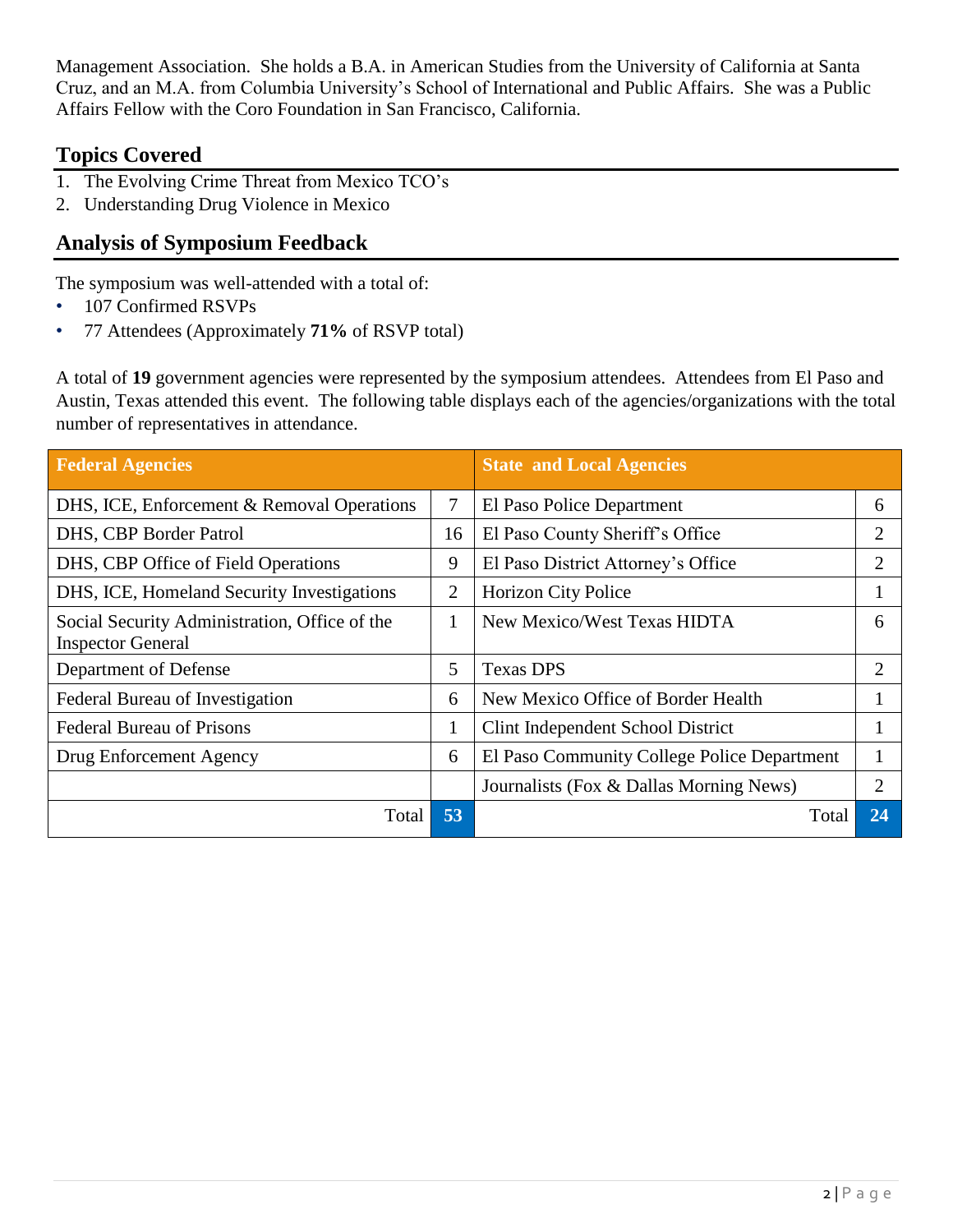Management Association. She holds a B.A. in American Studies from the University of California at Santa Cruz, and an M.A. from Columbia University's School of International and Public Affairs. She was a Public Affairs Fellow with the Coro Foundation in San Francisco, California.

## Topics Covered

1. The Evolving Crime Threat from Mexico TCO's
2. Understanding Drug Violence in Mexico

## Analysis of Symposium Feedback

The symposium was well-attended with a total of:

- 107 Confirmed RSVPs
- 77 Attendees (Approximately **71%** of RSVP total)

A total of **19** government agencies were represented by the symposium attendees. Attendees from El Paso and Austin, Texas attended this event. The following table displays each of the agencies/organizations with the total number of representatives in attendance.

| Federal Agencies | | State and Local Agencies | |
|---|---|---|---|
| DHS, ICE, Enforcement & Removal Operations | 7 | El Paso Police Department | 6 |
| DHS, CBP Border Patrol | 16 | El Paso County Sheriff's Office | 2 |
| DHS, CBP Office of Field Operations | 9 | El Paso District Attorney's Office | 2 |
| DHS, ICE, Homeland Security Investigations | 2 | Horizon City Police | 1 |
| Social Security Administration, Office of the Inspector General | 1 | New Mexico/West Texas HIDTA | 6 |
| Department of Defense | 5 | Texas DPS | 2 |
| Federal Bureau of Investigation | 6 | New Mexico Office of Border Health | 1 |
| Federal Bureau of Prisons | 1 | Clint Independent School District | 1 |
| Drug Enforcement Agency | 6 | El Paso Community College Police Department | 1 |
| | | Journalists (Fox & Dallas Morning News) | 2 |
| Total | **53** | Total | **24** |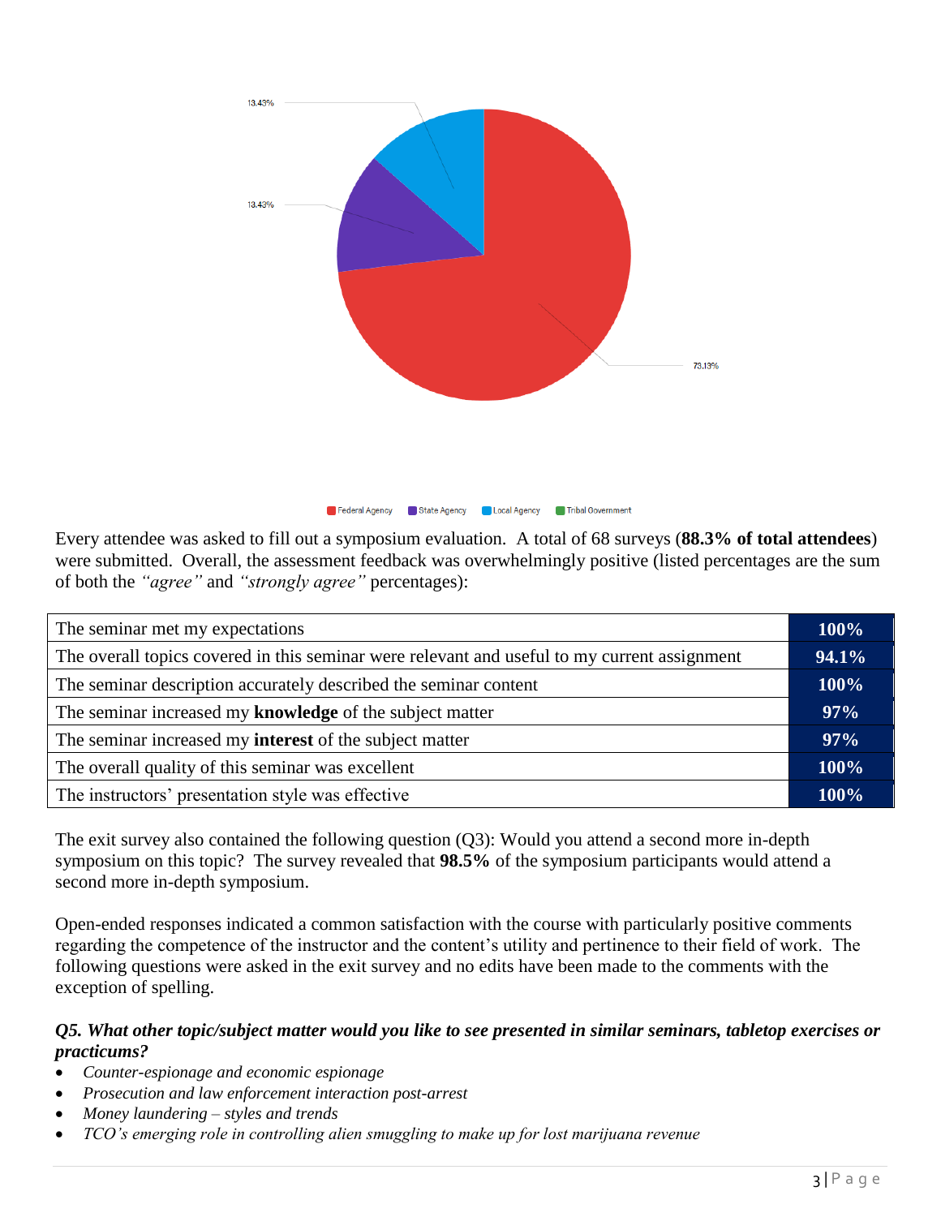13.43%

13.43%

73.13%

Federal Agency   State Agency   Local Agency   Tribal Government

Every attendee was asked to fill out a symposium evaluation. A total of 68 surveys (**88.3% of total attendees**) were submitted. Overall, the assessment feedback was overwhelmingly positive (listed percentages are the sum of both the *"agree"* and *"strongly agree"* percentages):

| | |
|---|---|
| The seminar met my expectations | **100%** |
| The overall topics covered in this seminar were relevant and useful to my current assignment | **94.1%** |
| The seminar description accurately described the seminar content | **100%** |
| The seminar increased my **knowledge** of the subject matter | **97%** |
| The seminar increased my **interest** of the subject matter | **97%** |
| The overall quality of this seminar was excellent | **100%** |
| The instructors' presentation style was effective | **100%** |

The exit survey also contained the following question (Q3): Would you attend a second more in-depth symposium on this topic? The survey revealed that **98.5%** of the symposium participants would attend a second more in-depth symposium.

Open-ended responses indicated a common satisfaction with the course with particularly positive comments regarding the competence of the instructor and the content's utility and pertinence to their field of work. The following questions were asked in the exit survey and no edits have been made to the comments with the exception of spelling.

***Q5. What other topic/subject matter would you like to see presented in similar seminars, tabletop exercises or practicums?***

- *Counter-espionage and economic espionage*
- *Prosecution and law enforcement interaction post-arrest*
- *Money laundering – styles and trends*
- *TCO's emerging role in controlling alien smuggling to make up for lost marijuana revenue*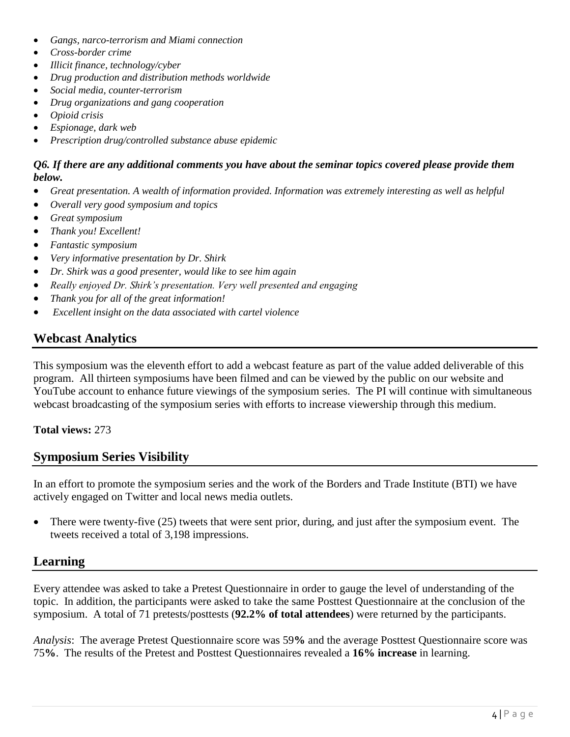- *Gangs, narco-terrorism and Miami connection*
- *Cross-border crime*
- *Illicit finance, technology/cyber*
- *Drug production and distribution methods worldwide*
- *Social media, counter-terrorism*
- *Drug organizations and gang cooperation*
- *Opioid crisis*
- *Espionage, dark web*
- *Prescription drug/controlled substance abuse epidemic*

***Q6. If there are any additional comments you have about the seminar topics covered please provide them below.***

- *Great presentation. A wealth of information provided. Information was extremely interesting as well as helpful*
- *Overall very good symposium and topics*
- *Great symposium*
- *Thank you! Excellent!*
- *Fantastic symposium*
- *Very informative presentation by Dr. Shirk*
- *Dr. Shirk was a good presenter, would like to see him again*
- *Really enjoyed Dr. Shirk's presentation. Very well presented and engaging*
- *Thank you for all of the great information!*
- *Excellent insight on the data associated with cartel violence*

## Webcast Analytics

This symposium was the eleventh effort to add a webcast feature as part of the value added deliverable of this program. All thirteen symposiums have been filmed and can be viewed by the public on our website and YouTube account to enhance future viewings of the symposium series. The PI will continue with simultaneous webcast broadcasting of the symposium series with efforts to increase viewership through this medium.

**Total views:** 273

## Symposium Series Visibility

In an effort to promote the symposium series and the work of the Borders and Trade Institute (BTI) we have actively engaged on Twitter and local news media outlets.

- There were twenty-five (25) tweets that were sent prior, during, and just after the symposium event. The tweets received a total of 3,198 impressions.

## Learning

Every attendee was asked to take a Pretest Questionnaire in order to gauge the level of understanding of the topic. In addition, the participants were asked to take the same Posttest Questionnaire at the conclusion of the symposium. A total of 71 pretests/posttests (**92.2% of total attendees**) were returned by the participants.

*Analysis*: The average Pretest Questionnaire score was 59**%** and the average Posttest Questionnaire score was 75**%**. The results of the Pretest and Posttest Questionnaires revealed a **16% increase** in learning.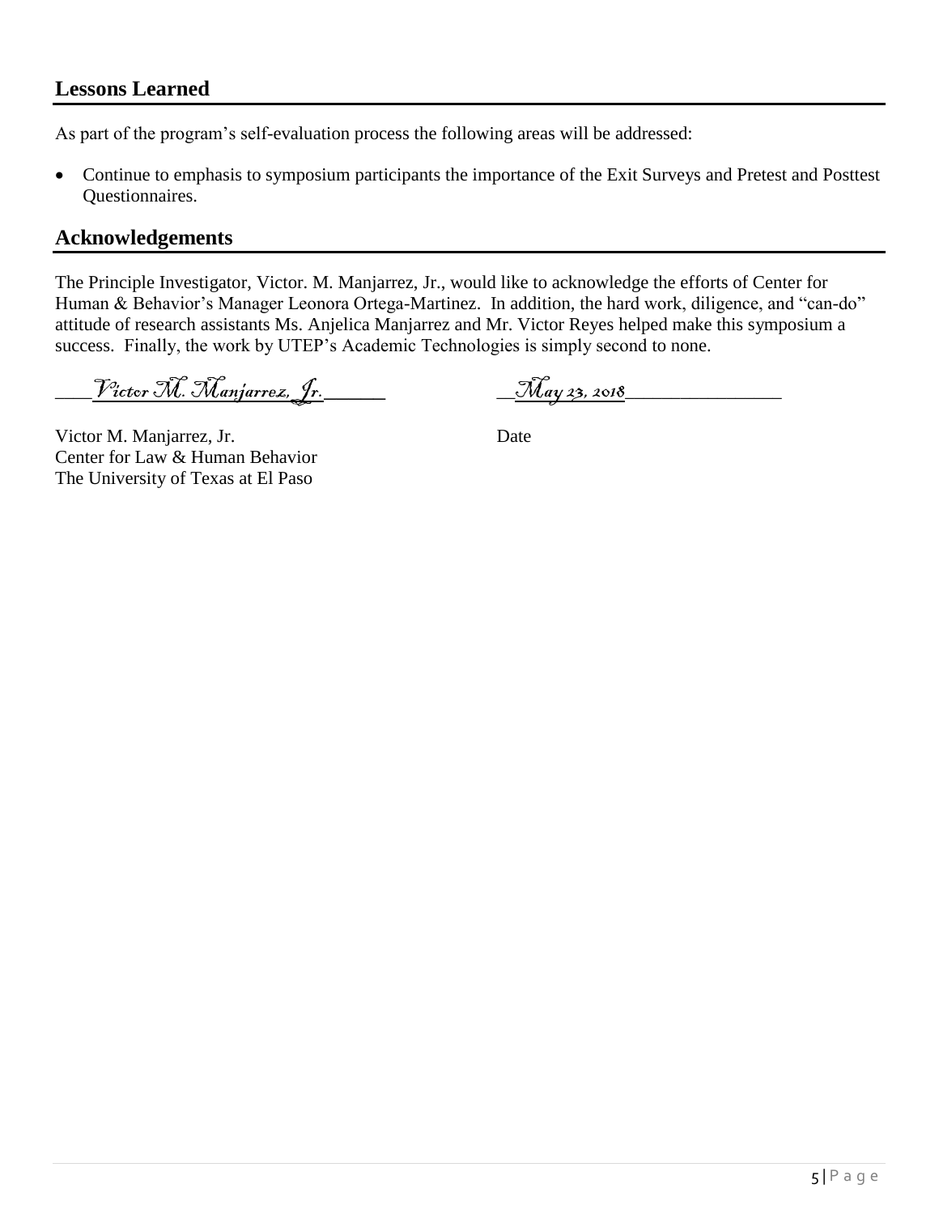## Lessons Learned

As part of the program's self-evaluation process the following areas will be addressed:

- Continue to emphasis to symposium participants the importance of the Exit Surveys and Pretest and Posttest Questionnaires.

## Acknowledgements

The Principle Investigator, Victor. M. Manjarrez, Jr., would like to acknowledge the efforts of Center for Human & Behavior's Manager Leonora Ortega-Martinez. In addition, the hard work, diligence, and "can-do" attitude of research assistants Ms. Anjelica Manjarrez and Mr. Victor Reyes helped make this symposium a success. Finally, the work by UTEP's Academic Technologies is simply second to none.

____*Victor M. Manjarrez, Jr.*______ __*May 23, 2018*________________

Victor M. Manjarrez, Jr.
Center for Law & Human Behavior
The University of Texas at El Paso

Date